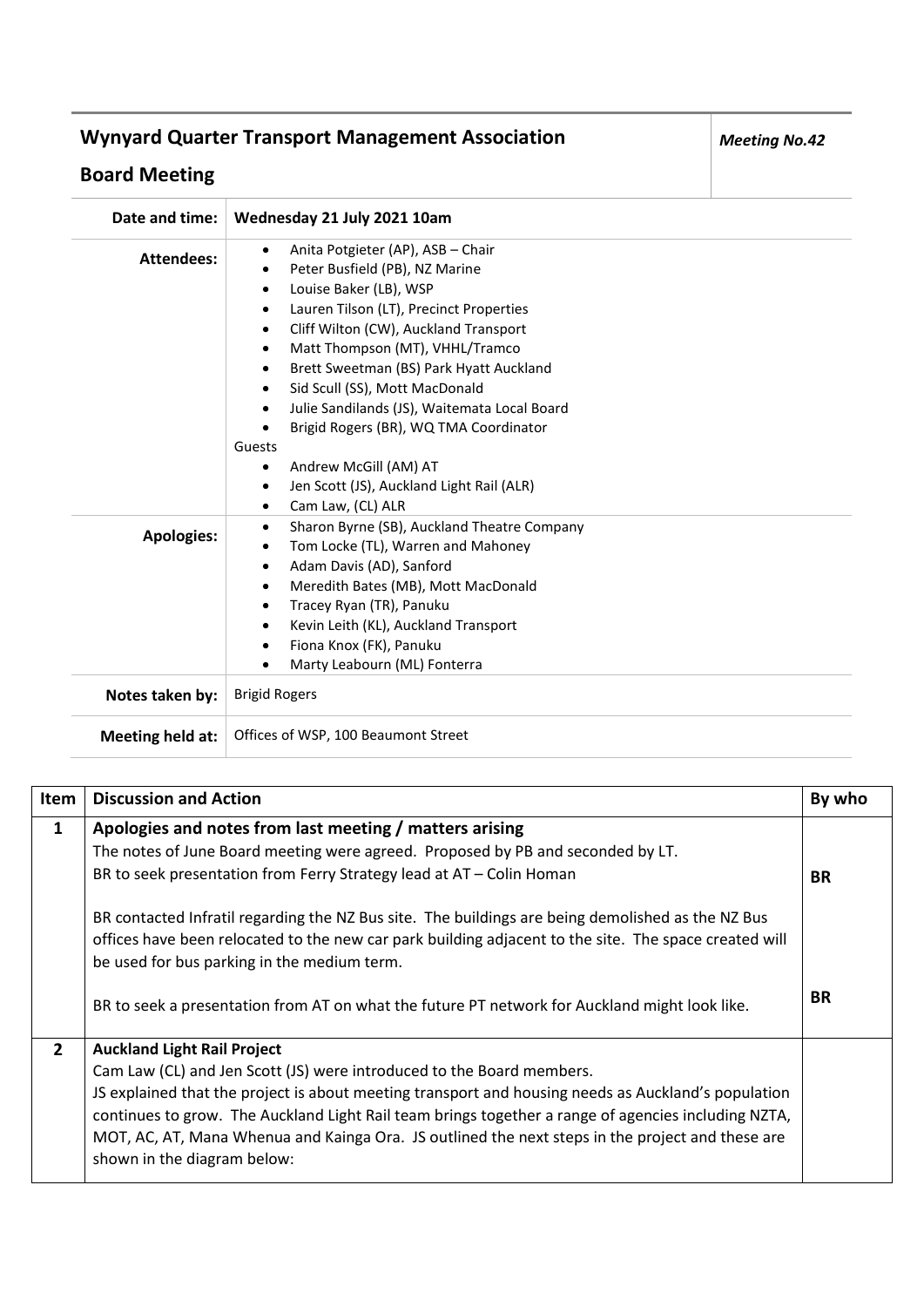| **Wynyard Quarter Transport Management Association**<br>**Board Meeting** | *Meeting No.42* |
|---|---|

| | |
|---|---|
| **Date and time:** | **Wednesday 21 July 2021 10am** |
| **Attendees:** | • Anita Potgieter (AP), ASB – Chair<br>• Peter Busfield (PB), NZ Marine<br>• Louise Baker (LB), WSP<br>• Lauren Tilson (LT), Precinct Properties<br>• Cliff Wilton (CW), Auckland Transport<br>• Matt Thompson (MT), VHHL/Tramco<br>• Brett Sweetman (BS) Park Hyatt Auckland<br>• Sid Scull (SS), Mott MacDonald<br>• Julie Sandilands (JS), Waitemata Local Board<br>• Brigid Rogers (BR), WQ TMA Coordinator<br>Guests<br>• Andrew McGill (AM) AT<br>• Jen Scott (JS), Auckland Light Rail (ALR)<br>• Cam Law, (CL) ALR |
| **Apologies:** | • Sharon Byrne (SB), Auckland Theatre Company<br>• Tom Locke (TL), Warren and Mahoney<br>• Adam Davis (AD), Sanford<br>• Meredith Bates (MB), Mott MacDonald<br>• Tracey Ryan (TR), Panuku<br>• Kevin Leith (KL), Auckland Transport<br>• Fiona Knox (FK), Panuku<br>• Marty Leabourn (ML) Fonterra |
| **Notes taken by:** | Brigid Rogers |
| **Meeting held at:** | Offices of WSP, 100 Beaumont Street |

| Item | Discussion and Action | By who |
|---|---|---|
| **1** | **Apologies and notes from last meeting / matters arising**<br>The notes of June Board meeting were agreed. Proposed by PB and seconded by LT.<br>BR to seek presentation from Ferry Strategy lead at AT – Colin Homan<br><br>BR contacted Infratil regarding the NZ Bus site. The buildings are being demolished as the NZ Bus offices have been relocated to the new car park building adjacent to the site. The space created will be used for bus parking in the medium term.<br><br>BR to seek a presentation from AT on what the future PT network for Auckland might look like. | **BR**<br><br><br><br><br>**BR** |
| **2** | **Auckland Light Rail Project**<br>Cam Law (CL) and Jen Scott (JS) were introduced to the Board members.<br>JS explained that the project is about meeting transport and housing needs as Auckland's population continues to grow. The Auckland Light Rail team brings together a range of agencies including NZTA, MOT, AC, AT, Mana Whenua and Kainga Ora. JS outlined the next steps in the project and these are shown in the diagram below: | |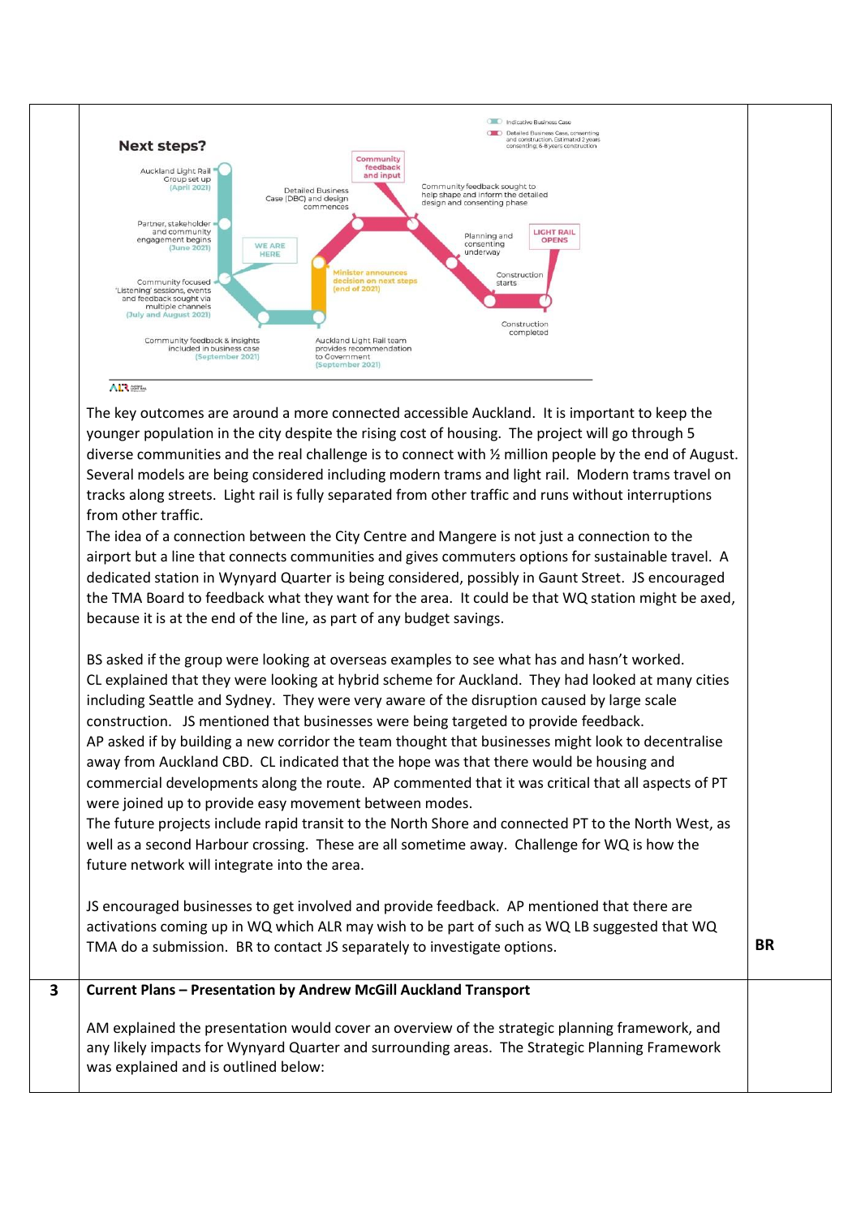| | | |
|---|---|---|
| | **Next steps?**<br><br>Auckland Light Rail Group set up (April 2021)<br>Partner, stakeholder and community engagement begins (June 2021)<br>WE ARE HERE<br>Community focused 'Listening' sessions, events and feedback sought via multiple channels (July and August 2021)<br>Community feedback & insights included in business case (September 2021)<br>Auckland Light Rail team provides recommendation to Government (September 2021)<br>Minister announces decision on next steps (end of 2021)<br>Detailed Business Case (DBC) and design commences<br>Community feedback and input<br>Community feedback sought to help shape and inform the detailed design and consenting phase<br>Planning and consenting underway<br>Construction starts<br>Construction completed<br>LIGHT RAIL OPENS<br>Indicative Business Case<br>Detailed Business Case, consenting and construction. Estimated 2 years consenting; 6-8 years construction<br><br>The key outcomes are around a more connected accessible Auckland. It is important to keep the younger population in the city despite the rising cost of housing. The project will go through 5 diverse communities and the real challenge is to connect with ½ million people by the end of August. Several models are being considered including modern trams and light rail. Modern trams travel on tracks along streets. Light rail is fully separated from other traffic and runs without interruptions from other traffic.<br>The idea of a connection between the City Centre and Mangere is not just a connection to the airport but a line that connects communities and gives commuters options for sustainable travel. A dedicated station in Wynyard Quarter is being considered, possibly in Gaunt Street. JS encouraged the TMA Board to feedback what they want for the area. It could be that WQ station might be axed, because it is at the end of the line, as part of any budget savings.<br><br>BS asked if the group were looking at overseas examples to see what has and hasn't worked.<br>CL explained that they were looking at hybrid scheme for Auckland. They had looked at many cities including Seattle and Sydney. They were very aware of the disruption caused by large scale construction. JS mentioned that businesses were being targeted to provide feedback.<br>AP asked if by building a new corridor the team thought that businesses might look to decentralise away from Auckland CBD. CL indicated that the hope was that there would be housing and commercial developments along the route. AP commented that it was critical that all aspects of PT were joined up to provide easy movement between modes.<br>The future projects include rapid transit to the North Shore and connected PT to the North West, as well as a second Harbour crossing. These are all sometime away. Challenge for WQ is how the future network will integrate into the area.<br><br>JS encouraged businesses to get involved and provide feedback. AP mentioned that there are activations coming up in WQ which ALR may wish to be part of such as WQ LB suggested that WQ TMA do a submission. BR to contact JS separately to investigate options. | **BR** |
| **3** | **Current Plans – Presentation by Andrew McGill Auckland Transport**<br><br>AM explained the presentation would cover an overview of the strategic planning framework, and any likely impacts for Wynyard Quarter and surrounding areas. The Strategic Planning Framework was explained and is outlined below: | |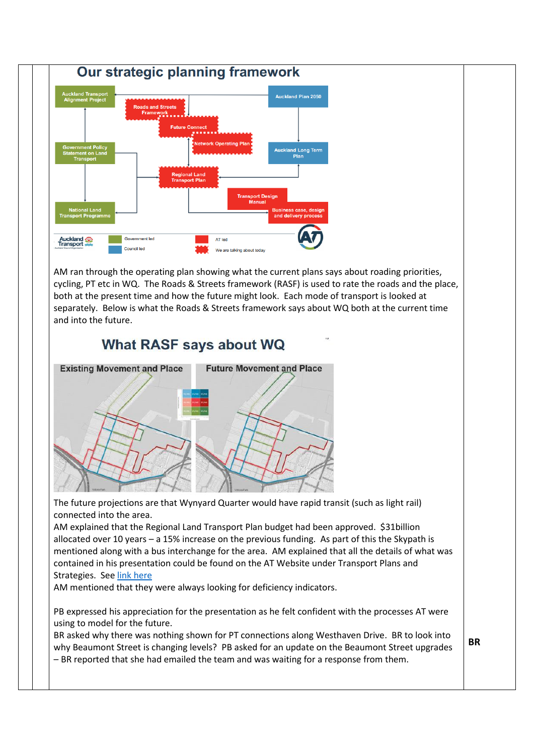## Our strategic planning framework

Auckland Transport Alignment Project

Roads and Streets Framework

Future Connect

Network Operating Plan

Auckland Plan 2050

Government Policy Statement on Land Transport

Auckland Long Term Plan

Regional Land Transport Plan

Transport Design Manual

National Land Transport Programme

Business case, design and delivery process

Government led | Council led | AT led | We are talking about today

AM ran through the operating plan showing what the current plans says about roading priorities, cycling, PT etc in WQ. The Roads & Streets framework (RASF) is used to rate the roads and the place, both at the present time and how the future might look. Each mode of transport is looked at separately. Below is what the Roads & Streets framework says about WQ both at the current time and into the future.

## What RASF says about WQ

Existing Movement and Place | Future Movement and Place

The future projections are that Wynyard Quarter would have rapid transit (such as light rail) connected into the area.

AM explained that the Regional Land Transport Plan budget had been approved. $31billion allocated over 10 years – a 15% increase on the previous funding. As part of this the Skypath is mentioned along with a bus interchange for the area. AM explained that all the details of what was contained in his presentation could be found on the AT Website under Transport Plans and Strategies. See link here

AM mentioned that they were always looking for deficiency indicators.

PB expressed his appreciation for the presentation as he felt confident with the processes AT were using to model for the future.

BR asked why there was nothing shown for PT connections along Westhaven Drive. BR to look into why Beaumont Street is changing levels? PB asked for an update on the Beaumont Street upgrades – BR reported that she had emailed the team and was waiting for a response from them. **BR**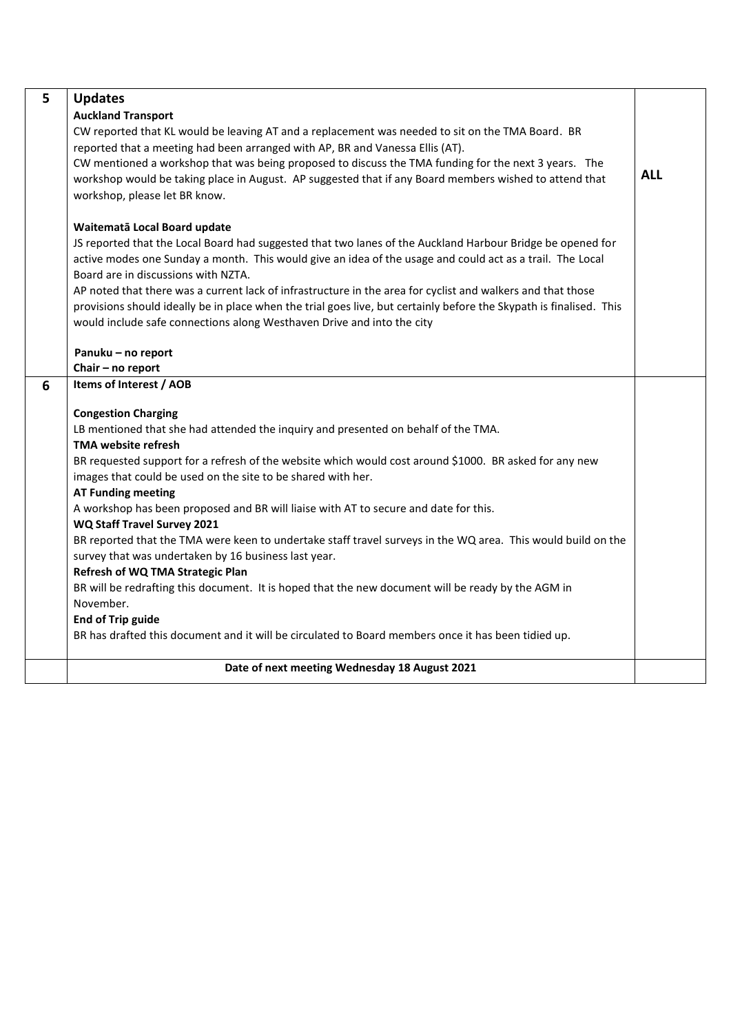| | | |
|---|---|---|
| **5** | **Updates**<br>**Auckland Transport**<br>CW reported that KL would be leaving AT and a replacement was needed to sit on the TMA Board. BR reported that a meeting had been arranged with AP, BR and Vanessa Ellis (AT).<br>CW mentioned a workshop that was being proposed to discuss the TMA funding for the next 3 years. The workshop would be taking place in August. AP suggested that if any Board members wished to attend that workshop, please let BR know.<br><br>**Waitematā Local Board update**<br>JS reported that the Local Board had suggested that two lanes of the Auckland Harbour Bridge be opened for active modes one Sunday a month. This would give an idea of the usage and could act as a trail. The Local Board are in discussions with NZTA.<br>AP noted that there was a current lack of infrastructure in the area for cyclist and walkers and that those provisions should ideally be in place when the trial goes live, but certainly before the Skypath is finalised. This would include safe connections along Westhaven Drive and into the city<br><br>**Panuku – no report**<br>**Chair – no report** | **ALL** |
| **6** | **Items of Interest / AOB**<br><br>**Congestion Charging**<br>LB mentioned that she had attended the inquiry and presented on behalf of the TMA.<br>**TMA website refresh**<br>BR requested support for a refresh of the website which would cost around $1000. BR asked for any new images that could be used on the site to be shared with her.<br>**AT Funding meeting**<br>A workshop has been proposed and BR will liaise with AT to secure and date for this.<br>**WQ Staff Travel Survey 2021**<br>BR reported that the TMA were keen to undertake staff travel surveys in the WQ area. This would build on the survey that was undertaken by 16 business last year.<br>**Refresh of WQ TMA Strategic Plan**<br>BR will be redrafting this document. It is hoped that the new document will be ready by the AGM in November.<br>**End of Trip guide**<br>BR has drafted this document and it will be circulated to Board members once it has been tidied up. | |
| | **Date of next meeting Wednesday 18 August 2021** | |